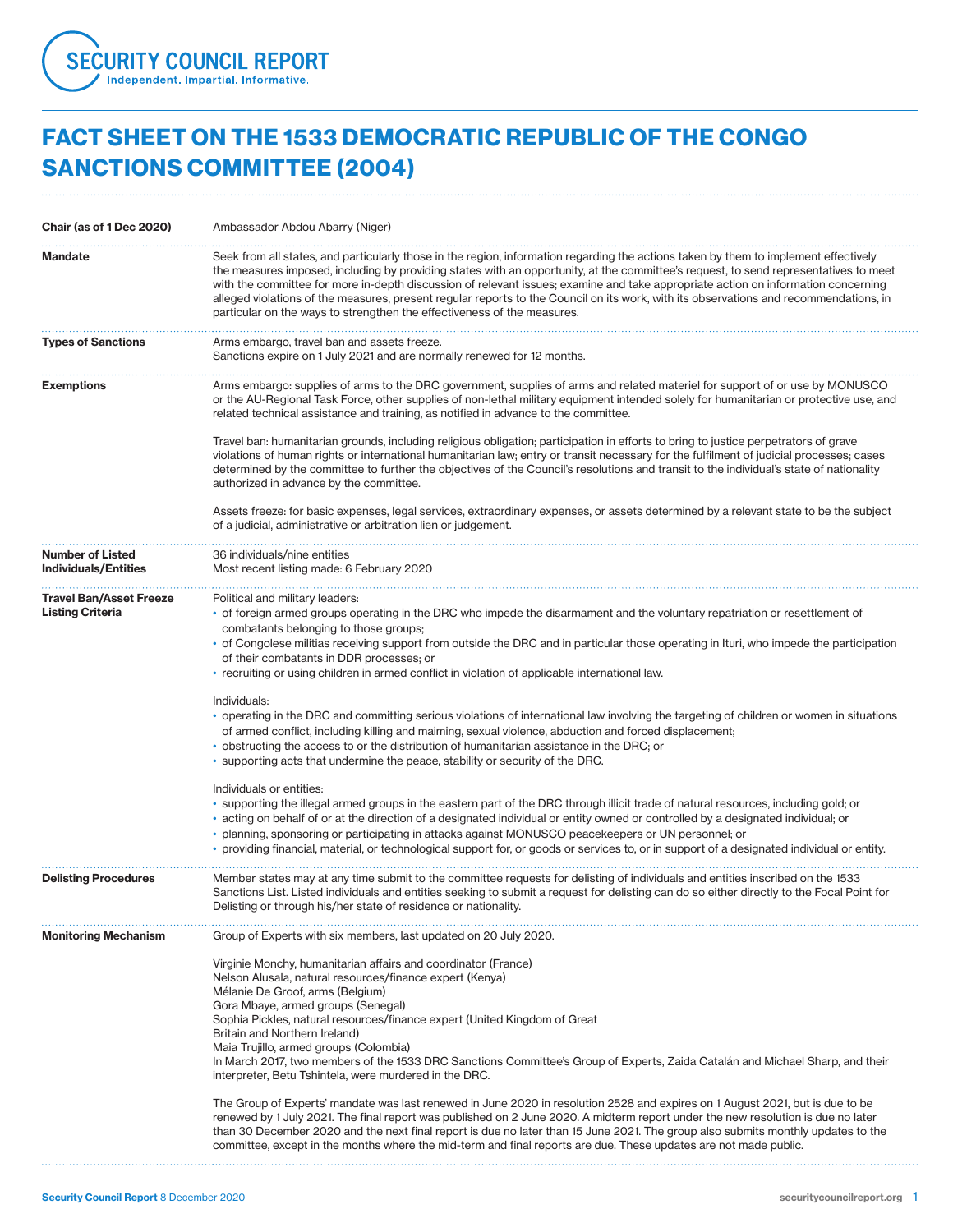# FACT SHEET ON THE 1533 DEMOCRATIC REPUBLIC OF THE CONGO SANCTIONS COMMITTEE (2004)

| | |
|---|---|
| **Chair (as of 1 Dec 2020)** | Ambassador Abdou Abarry (Niger) |
| **Mandate** | Seek from all states, and particularly those in the region, information regarding the actions taken by them to implement effectively the measures imposed, including by providing states with an opportunity, at the committee's request, to send representatives to meet with the committee for more in-depth discussion of relevant issues; examine and take appropriate action on information concerning alleged violations of the measures, present regular reports to the Council on its work, with its observations and recommendations, in particular on the ways to strengthen the effectiveness of the measures. |
| **Types of Sanctions** | Arms embargo, travel ban and assets freeze.<br>Sanctions expire on 1 July 2021 and are normally renewed for 12 months. |
| **Exemptions** | Arms embargo: supplies of arms to the DRC government, supplies of arms and related materiel for support of or use by MONUSCO or the AU-Regional Task Force, other supplies of non-lethal military equipment intended solely for humanitarian or protective use, and related technical assistance and training, as notified in advance to the committee.<br><br>Travel ban: humanitarian grounds, including religious obligation; participation in efforts to bring to justice perpetrators of grave violations of human rights or international humanitarian law; entry or transit necessary for the fulfilment of judicial processes; cases determined by the committee to further the objectives of the Council's resolutions and transit to the individual's state of nationality authorized in advance by the committee.<br><br>Assets freeze: for basic expenses, legal services, extraordinary expenses, or assets determined by a relevant state to be the subject of a judicial, administrative or arbitration lien or judgement. |
| **Number of Listed Individuals/Entities** | 36 individuals/nine entities<br>Most recent listing made: 6 February 2020 |
| **Travel Ban/Asset Freeze Listing Criteria** | Political and military leaders:<br>• of foreign armed groups operating in the DRC who impede the disarmament and the voluntary repatriation or resettlement of combatants belonging to those groups;<br>• of Congolese militias receiving support from outside the DRC and in particular those operating in Ituri, who impede the participation of their combatants in DDR processes; or<br>• recruiting or using children in armed conflict in violation of applicable international law.<br><br>Individuals:<br>• operating in the DRC and committing serious violations of international law involving the targeting of children or women in situations of armed conflict, including killing and maiming, sexual violence, abduction and forced displacement;<br>• obstructing the access to or the distribution of humanitarian assistance in the DRC; or<br>• supporting acts that undermine the peace, stability or security of the DRC.<br><br>Individuals or entities:<br>• supporting the illegal armed groups in the eastern part of the DRC through illicit trade of natural resources, including gold; or<br>• acting on behalf of or at the direction of a designated individual or entity owned or controlled by a designated individual; or<br>• planning, sponsoring or participating in attacks against MONUSCO peacekeepers or UN personnel; or<br>• providing financial, material, or technological support for, or goods or services to, or in support of a designated individual or entity. |
| **Delisting Procedures** | Member states may at any time submit to the committee requests for delisting of individuals and entities inscribed on the 1533 Sanctions List. Listed individuals and entities seeking to submit a request for delisting can do so either directly to the Focal Point for Delisting or through his/her state of residence or nationality. |
| **Monitoring Mechanism** | Group of Experts with six members, last updated on 20 July 2020.<br><br>Virginie Monchy, humanitarian affairs and coordinator (France)<br>Nelson Alusala, natural resources/finance expert (Kenya)<br>Mélanie De Groof, arms (Belgium)<br>Gora Mbaye, armed groups (Senegal)<br>Sophia Pickles, natural resources/finance expert (United Kingdom of Great Britain and Northern Ireland)<br>Maia Trujillo, armed groups (Colombia)<br>In March 2017, two members of the 1533 DRC Sanctions Committee's Group of Experts, Zaida Catalán and Michael Sharp, and their interpreter, Betu Tshintela, were murdered in the DRC.<br><br>The Group of Experts' mandate was last renewed in June 2020 in resolution 2528 and expires on 1 August 2021, but is due to be renewed by 1 July 2021. The final report was published on 2 June 2020. A midterm report under the new resolution is due no later than 30 December 2020 and the next final report is due no later than 15 June 2021. The group also submits monthly updates to the committee, except in the months where the mid-term and final reports are due. These updates are not made public. |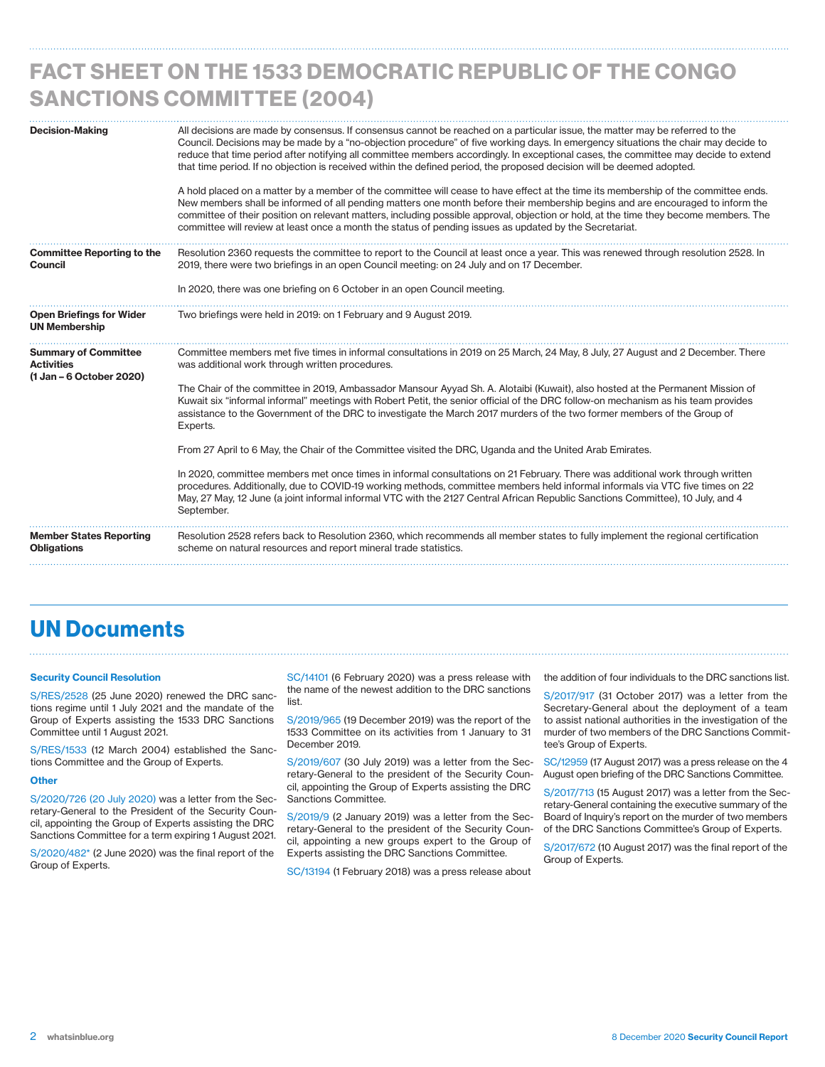# FACT SHEET ON THE 1533 DEMOCRATIC REPUBLIC OF THE CONGO SANCTIONS COMMITTEE (2004)

| | |
|---|---|
| **Decision-Making** | All decisions are made by consensus. If consensus cannot be reached on a particular issue, the matter may be referred to the Council. Decisions may be made by a "no-objection procedure" of five working days. In emergency situations the chair may decide to reduce that time period after notifying all committee members accordingly. In exceptional cases, the committee may decide to extend that time period. If no objection is received within the defined period, the proposed decision will be deemed adopted.<br><br>A hold placed on a matter by a member of the committee will cease to have effect at the time its membership of the committee ends. New members shall be informed of all pending matters one month before their membership begins and are encouraged to inform the committee of their position on relevant matters, including possible approval, objection or hold, at the time they become members. The committee will review at least once a month the status of pending issues as updated by the Secretariat. |
| **Committee Reporting to the Council** | Resolution 2360 requests the committee to report to the Council at least once a year. This was renewed through resolution 2528. In 2019, there were two briefings in an open Council meeting: on 24 July and on 17 December.<br><br>In 2020, there was one briefing on 6 October in an open Council meeting. |
| **Open Briefings for Wider UN Membership** | Two briefings were held in 2019: on 1 February and 9 August 2019. |
| **Summary of Committee Activities (1 Jan – 6 October 2020)** | Committee members met five times in informal consultations in 2019 on 25 March, 24 May, 8 July, 27 August and 2 December. There was additional work through written procedures.<br><br>The Chair of the committee in 2019, Ambassador Mansour Ayyad Sh. A. Alotaibi (Kuwait), also hosted at the Permanent Mission of Kuwait six "informal informal" meetings with Robert Petit, the senior official of the DRC follow-on mechanism as his team provides assistance to the Government of the DRC to investigate the March 2017 murders of the two former members of the Group of Experts.<br><br>From 27 April to 6 May, the Chair of the Committee visited the DRC, Uganda and the United Arab Emirates.<br><br>In 2020, committee members met once times in informal consultations on 21 February. There was additional work through written procedures. Additionally, due to COVID-19 working methods, committee members held informal informals via VTC five times on 22 May, 27 May, 12 June (a joint informal informal VTC with the 2127 Central African Republic Sanctions Committee), 10 July, and 4 September. |
| **Member States Reporting Obligations** | Resolution 2528 refers back to Resolution 2360, which recommends all member states to fully implement the regional certification scheme on natural resources and report mineral trade statistics. |

## UN Documents

### Security Council Resolution

S/RES/2528 (25 June 2020) renewed the DRC sanctions regime until 1 July 2021 and the mandate of the Group of Experts assisting the 1533 DRC Sanctions Committee until 1 August 2021.

S/RES/1533 (12 March 2004) established the Sanctions Committee and the Group of Experts.

### Other

S/2020/726 (20 July 2020) was a letter from the Secretary-General to the President of the Security Council, appointing the Group of Experts assisting the DRC Sanctions Committee for a term expiring 1 August 2021.

S/2020/482* (2 June 2020) was the final report of the Group of Experts.

SC/14101 (6 February 2020) was a press release with the name of the newest addition to the DRC sanctions list.

S/2019/965 (19 December 2019) was the report of the 1533 Committee on its activities from 1 January to 31 December 2019.

S/2019/607 (30 July 2019) was a letter from the Secretary-General to the president of the Security Council, appointing the Group of Experts assisting the DRC Sanctions Committee.

S/2019/9 (2 January 2019) was a letter from the Secretary-General to the president of the Security Council, appointing a new groups expert to the Group of Experts assisting the DRC Sanctions Committee.

SC/13194 (1 February 2018) was a press release about the addition of four individuals to the DRC sanctions list.

S/2017/917 (31 October 2017) was a letter from the Secretary-General about the deployment of a team to assist national authorities in the investigation of the murder of two members of the DRC Sanctions Committee's Group of Experts.

SC/12959 (17 August 2017) was a press release on the 4 August open briefing of the DRC Sanctions Committee.

S/2017/713 (15 August 2017) was a letter from the Secretary-General containing the executive summary of the Board of Inquiry's report on the murder of two members of the DRC Sanctions Committee's Group of Experts.

S/2017/672 (10 August 2017) was the final report of the Group of Experts.